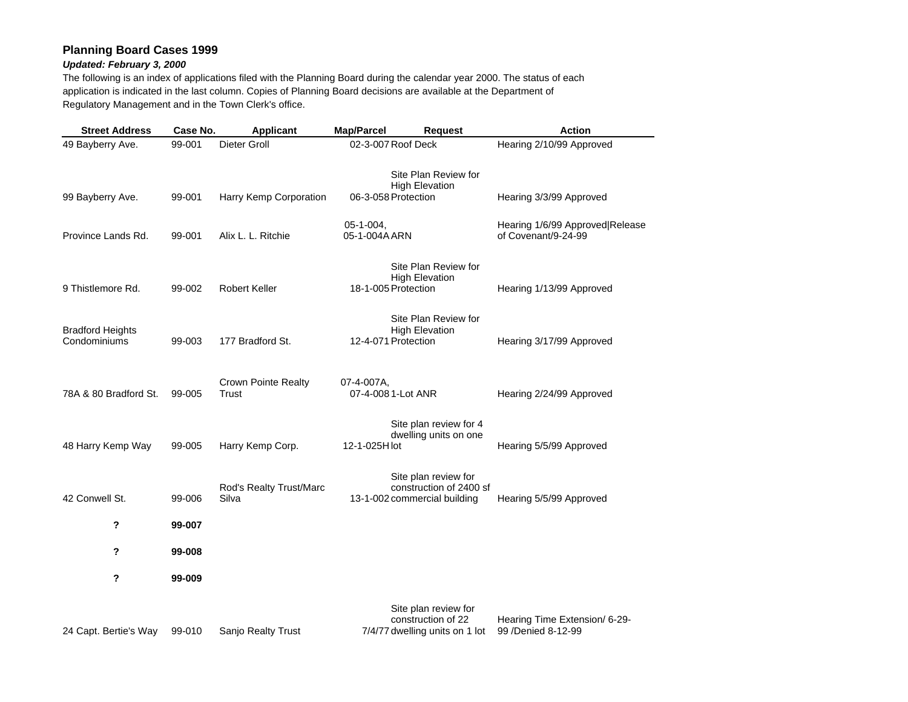## Planning Board Cases 1999

***Updated: February 3, 2000***

The following is an index of applications filed with the Planning Board during the calendar year 2000. The status of each application is indicated in the last column. Copies of Planning Board decisions are available at the Department of Regulatory Management and in the Town Clerk's office.

| Street Address | Case No. | Applicant | Map/Parcel | Request | Action |
|---|---|---|---|---|---|
| 49 Bayberry Ave. | 99-001 | Dieter Groll | 02-3-007 | Roof Deck | Hearing 2/10/99 Approved |
| 99 Bayberry Ave. | 99-001 | Harry Kemp Corporation | 06-3-058 | Site Plan Review for High Elevation Protection | Hearing 3/3/99 Approved |
| Province Lands Rd. | 99-001 | Alix L. L. Ritchie | 05-1-004, 05-1-004A | ARN | Hearing 1/6/99 Approved\|Release of Covenant/9-24-99 |
| 9 Thistlemore Rd. | 99-002 | Robert Keller | 18-1-005 | Site Plan Review for High Elevation Protection | Hearing 1/13/99 Approved |
| Bradford Heights Condominiums | 99-003 | 177 Bradford St. | 12-4-071 | Site Plan Review for High Elevation Protection | Hearing 3/17/99 Approved |
| 78A & 80 Bradford St. | 99-005 | Crown Pointe Realty Trust | 07-4-007A, 07-4-008 | 1-Lot ANR | Hearing 2/24/99 Approved |
| 48 Harry Kemp Way | 99-005 | Harry Kemp Corp. | 12-1-025H | Site plan review for 4 dwelling units on one lot | Hearing 5/5/99 Approved |
| 42 Conwell St. | 99-006 | Rod's Realty Trust/Marc Silva | 13-1-002 | Site plan review for construction of 2400 sf commercial building | Hearing 5/5/99 Approved |
| **?** | **99-007** | | | | |
| **?** | **99-008** | | | | |
| **?** | **99-009** | | | | |
| 24 Capt. Bertie's Way | 99-010 | Sanjo Realty Trust | 7/4/77 | Site plan review for construction of 22 dwelling units on 1 lot | Hearing Time Extension/ 6-29-99 /Denied 8-12-99 |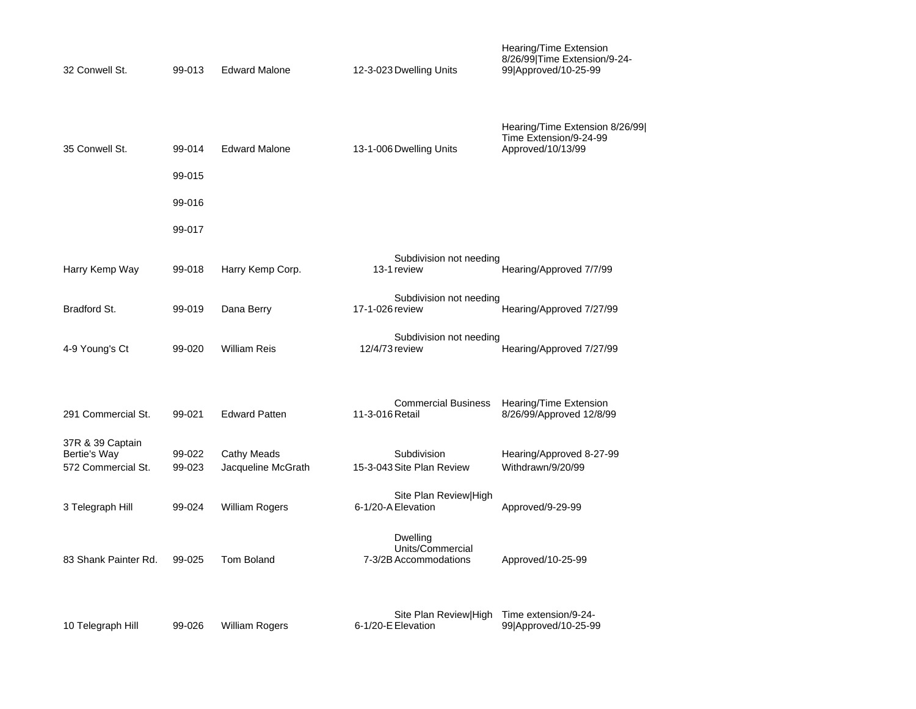| | | | | | |
|---|---|---|---|---|---|
| 32 Conwell St. | 99-013 | Edward Malone | 12-3-023 | Dwelling Units | Hearing/Time Extension 8/26/99\|Time Extension/9-24-99\|Approved/10-25-99 |
| 35 Conwell St. | 99-014 | Edward Malone | 13-1-006 | Dwelling Units | Hearing/Time Extension 8/26/99\| Time Extension/9-24-99 Approved/10/13/99 |
| | 99-015 | | | | |
| | 99-016 | | | | |
| | 99-017 | | | | |
| Harry Kemp Way | 99-018 | Harry Kemp Corp. | 13-1 | Subdivision not needing review | Hearing/Approved 7/7/99 |
| Bradford St. | 99-019 | Dana Berry | 17-1-026 | Subdivision not needing review | Hearing/Approved 7/27/99 |
| 4-9 Young's Ct | 99-020 | William Reis | 12/4/73 | Subdivision not needing review | Hearing/Approved 7/27/99 |
| 291 Commercial St. | 99-021 | Edward Patten | 11-3-016 | Commercial Business Retail | Hearing/Time Extension 8/26/99/Approved 12/8/99 |
| 37R & 39 Captain Bertie's Way | 99-022 | Cathy Meads | | Subdivision | Hearing/Approved 8-27-99 |
| 572 Commercial St. | 99-023 | Jacqueline McGrath | 15-3-043 | Site Plan Review | Withdrawn/9/20/99 |
| 3 Telegraph Hill | 99-024 | William Rogers | 6-1/20-A | Site Plan Review\|High Elevation | Approved/9-29-99 |
| 83 Shank Painter Rd. | 99-025 | Tom Boland | 7-3/2B | Dwelling Units/Commercial Accommodations | Approved/10-25-99 |
| 10 Telegraph Hill | 99-026 | William Rogers | 6-1/20-E | Site Plan Review\|High Elevation | Time extension/9-24-99\|Approved/10-25-99 |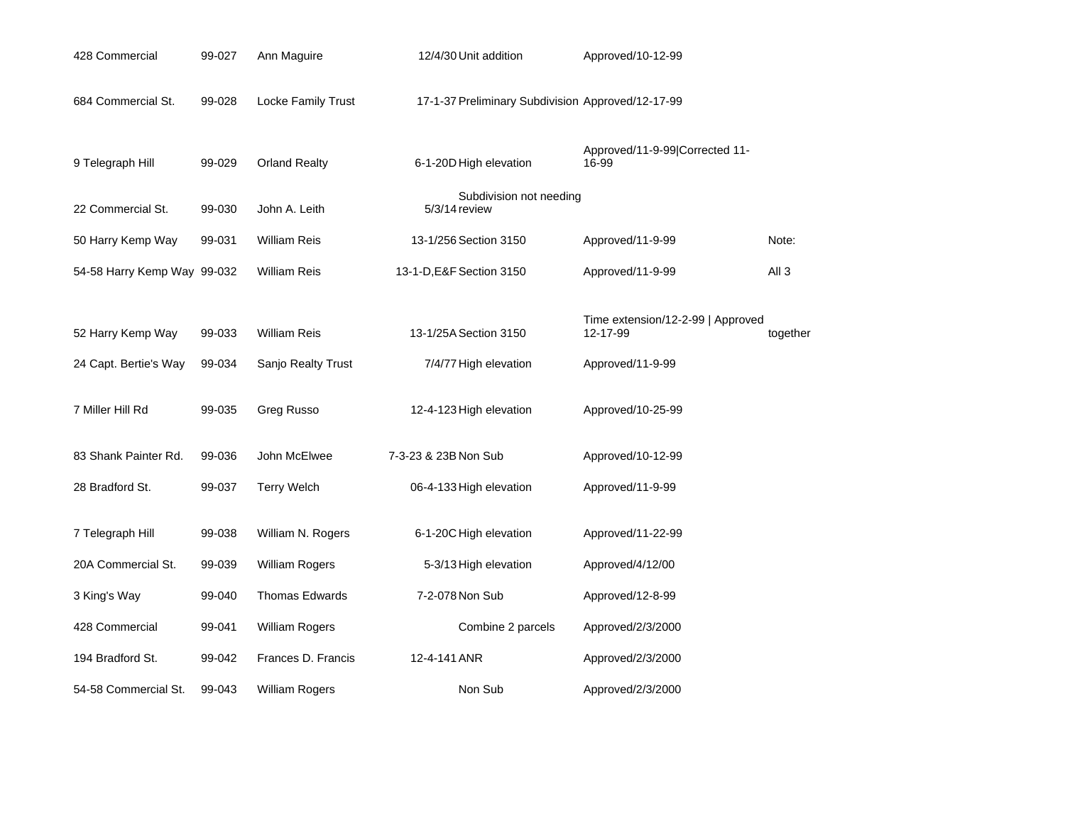| | | | | | | |
|---|---|---|---|---|---|---|
| 428 Commercial | 99-027 | Ann Maguire | 12/4/30 | Unit addition | Approved/10-12-99 | |
| 684 Commercial St. | 99-028 | Locke Family Trust | 17-1-37 | Preliminary Subdivision | Approved/12-17-99 | |
| 9 Telegraph Hill | 99-029 | Orland Realty | 6-1-20D | High elevation | Approved/11-9-99\|Corrected 11-16-99 | |
| 22 Commercial St. | 99-030 | John A. Leith | 5/3/14 | Subdivision not needing review | | |
| 50 Harry Kemp Way | 99-031 | William Reis | 13-1/256 | Section 3150 | Approved/11-9-99 | Note: |
| 54-58 Harry Kemp Way | 99-032 | William Reis | 13-1-D,E&F | Section 3150 | Approved/11-9-99 | All 3 |
| 52 Harry Kemp Way | 99-033 | William Reis | 13-1/25A | Section 3150 | Time extension/12-2-99 \| Approved 12-17-99 | together |
| 24 Capt. Bertie's Way | 99-034 | Sanjo Realty Trust | 7/4/77 | High elevation | Approved/11-9-99 | |
| 7 Miller Hill Rd | 99-035 | Greg Russo | 12-4-123 | High elevation | Approved/10-25-99 | |
| 83 Shank Painter Rd. | 99-036 | John McElwee | 7-3-23 & 23B | Non Sub | Approved/10-12-99 | |
| 28 Bradford St. | 99-037 | Terry Welch | 06-4-133 | High elevation | Approved/11-9-99 | |
| 7 Telegraph Hill | 99-038 | William N. Rogers | 6-1-20C | High elevation | Approved/11-22-99 | |
| 20A Commercial St. | 99-039 | William Rogers | 5-3/13 | High elevation | Approved/4/12/00 | |
| 3 King's Way | 99-040 | Thomas Edwards | 7-2-078 | Non Sub | Approved/12-8-99 | |
| 428 Commercial | 99-041 | William Rogers | | Combine 2 parcels | Approved/2/3/2000 | |
| 194 Bradford St. | 99-042 | Frances D. Francis | 12-4-141 | ANR | Approved/2/3/2000 | |
| 54-58 Commercial St. | 99-043 | William Rogers | | Non Sub | Approved/2/3/2000 | |